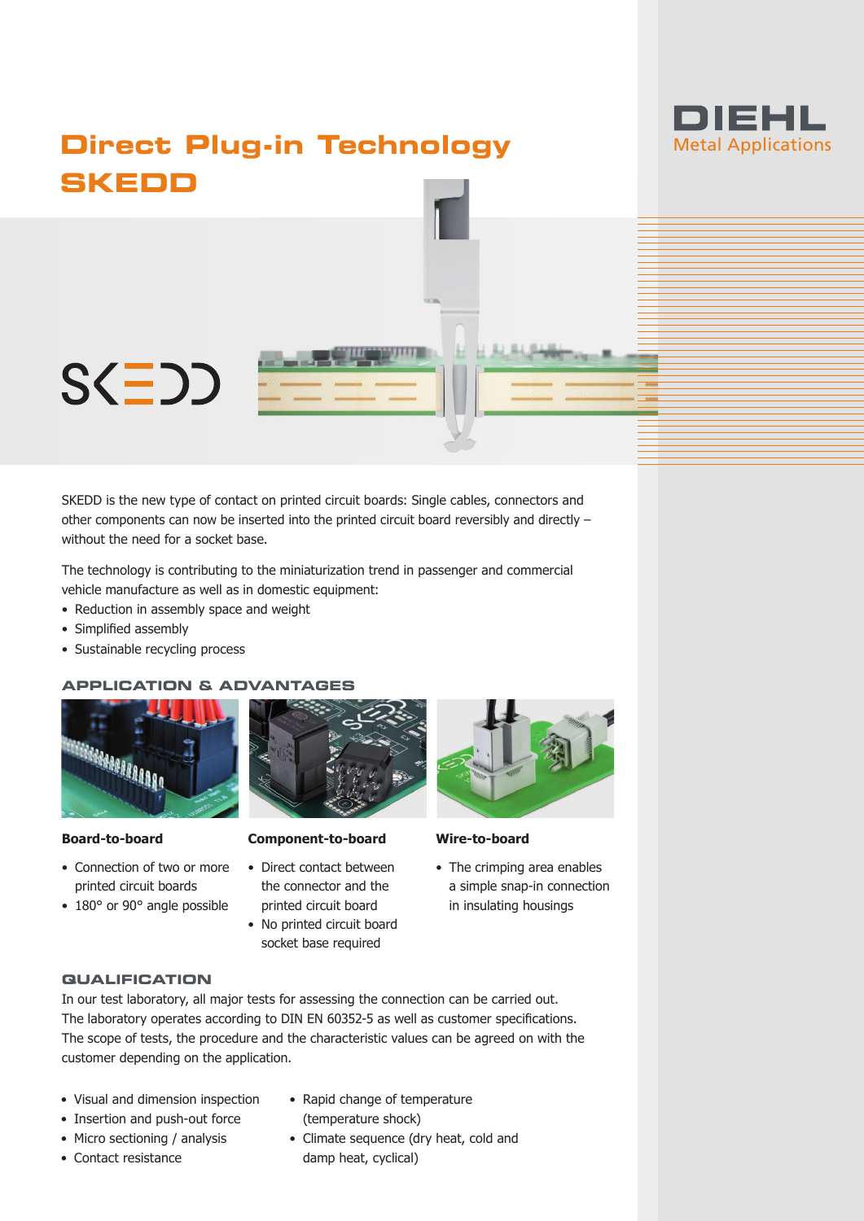# Direct Plug-in Technology SKEDD

DIEHL Metal Applications

SKEDD is the new type of contact on printed circuit boards: Single cables, connectors and other components can now be inserted into the printed circuit board reversibly and directly – without the need for a socket base.

The technology is contributing to the miniaturization trend in passenger and commercial vehicle manufacture as well as in domestic equipment:

- Reduction in assembly space and weight
- Simplified assembly
- Sustainable recycling process

## APPLICATION & ADVANTAGES

**Board-to-board**

- Connection of two or more printed circuit boards
- 180° or 90° angle possible

**Component-to-board**

- Direct contact between the connector and the printed circuit board
- No printed circuit board socket base required

**Wire-to-board**

- The crimping area enables a simple snap-in connection in insulating housings

## QUALIFICATION

In our test laboratory, all major tests for assessing the connection can be carried out. The laboratory operates according to DIN EN 60352-5 as well as customer specifications. The scope of tests, the procedure and the characteristic values can be agreed on with the customer depending on the application.

- Visual and dimension inspection
- Insertion and push-out force
- Micro sectioning / analysis
- Contact resistance
- Rapid change of temperature (temperature shock)
- Climate sequence (dry heat, cold and damp heat, cyclical)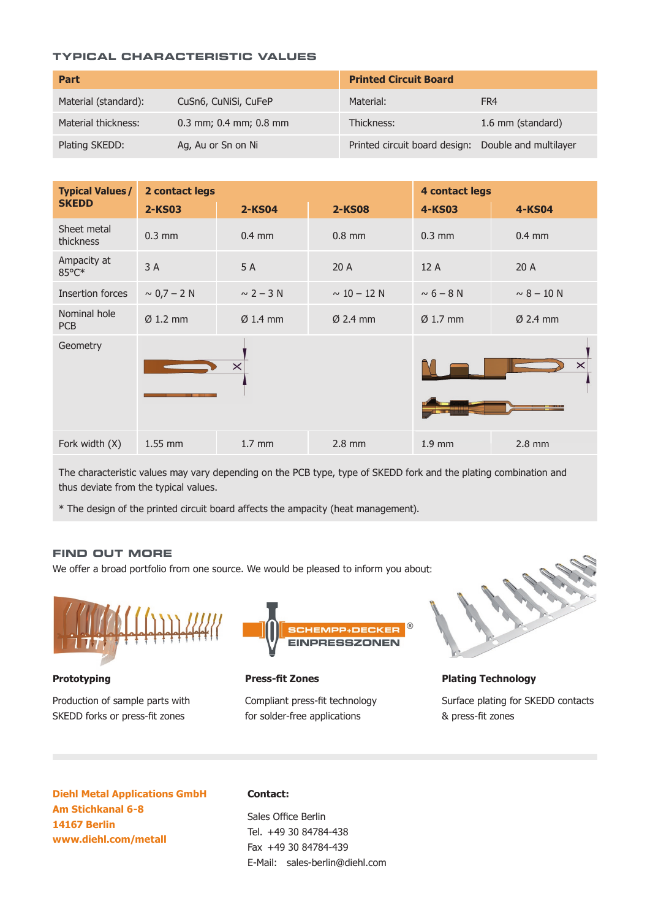## TYPICAL CHARACTERISTIC VALUES

| Part | | Printed Circuit Board | |
|---|---|---|---|
| Material (standard): | CuSn6, CuNiSi, CuFeP | Material: | FR4 |
| Material thickness: | 0.3 mm; 0.4 mm; 0.8 mm | Thickness: | 1.6 mm (standard) |
| Plating SKEDD: | Ag, Au or Sn on Ni | Printed circuit board design: | Double and multilayer |

| Typical Values / SKEDD | 2 contact legs | | | 4 contact legs | |
|---|---|---|---|---|---|
| | 2-KS03 | 2-KS04 | 2-KS08 | 4-KS03 | 4-KS04 |
| Sheet metal thickness | 0.3 mm | 0.4 mm | 0.8 mm | 0.3 mm | 0.4 mm |
| Ampacity at 85°C* | 3 A | 5 A | 20 A | 12 A | 20 A |
| Insertion forces | ~ 0,7 – 2 N | ~ 2 – 3 N | ~ 10 – 12 N | ~ 6 – 8 N | ~ 8 – 10 N |
| Nominal hole PCB | Ø 1.2 mm | Ø 1.4 mm | Ø 2.4 mm | Ø 1.7 mm | Ø 2.4 mm |
| Geometry | | | | | |
| Fork width (X) | 1.55 mm | 1.7 mm | 2.8 mm | 1.9 mm | 2.8 mm |

The characteristic values may vary depending on the PCB type, type of SKEDD fork and the plating combination and thus deviate from the typical values.

* The design of the printed circuit board affects the ampacity (heat management).

## FIND OUT MORE

We offer a broad portfolio from one source. We would be pleased to inform you about:

**Prototyping**

Production of sample parts with SKEDD forks or press-fit zones

SCHEMPP+DECKER® EINPRESSZONEN

**Press-fit Zones**

Compliant press-fit technology for solder-free applications

**Plating Technology**

Surface plating for SKEDD contacts & press-fit zones

**Diehl Metal Applications GmbH**
**Am Stichkanal 6-8**
**14167 Berlin**
**www.diehl.com/metall**

**Contact:**

Sales Office Berlin
Tel. +49 30 84784-438
Fax +49 30 84784-439
E-Mail: sales-berlin@diehl.com